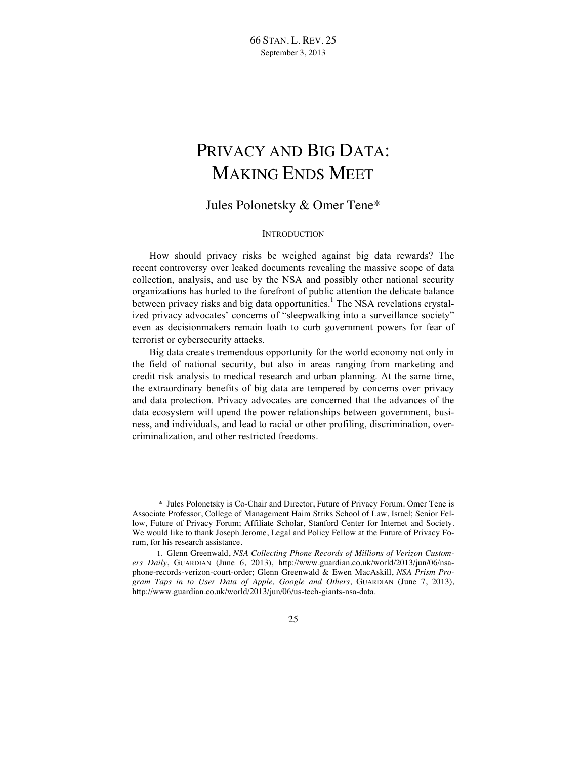# PRIVACY AND BIG DATA: MAKING ENDS MEET

## Jules Polonetsky & Omer Tene*

### INTRODUCTION

How should privacy risks be weighed against big data rewards? The recent controversy over leaked documents revealing the massive scope of data collection, analysis, and use by the NSA and possibly other national security organizations has hurled to the forefront of public attention the delicate balance between privacy risks and big data opportunities.[1] The NSA revelations crystalized privacy advocates' concerns of "sleepwalking into a surveillance society" even as decisionmakers remain loath to curb government powers for fear of terrorist or cybersecurity attacks.

Big data creates tremendous opportunity for the world economy not only in the field of national security, but also in areas ranging from marketing and credit risk analysis to medical research and urban planning. At the same time, the extraordinary benefits of big data are tempered by concerns over privacy and data protection. Privacy advocates are concerned that the advances of the data ecosystem will upend the power relationships between government, business, and individuals, and lead to racial or other profiling, discrimination, overcriminalization, and other restricted freedoms.

---

\* Jules Polonetsky is Co-Chair and Director, Future of Privacy Forum. Omer Tene is Associate Professor, College of Management Haim Striks School of Law, Israel; Senior Fellow, Future of Privacy Forum; Affiliate Scholar, Stanford Center for Internet and Society. We would like to thank Joseph Jerome, Legal and Policy Fellow at the Future of Privacy Forum, for his research assistance.

1. Glenn Greenwald, *NSA Collecting Phone Records of Millions of Verizon Customers Daily*, GUARDIAN (June 6, 2013), http://www.guardian.co.uk/world/2013/jun/06/nsa-phone-records-verizon-court-order; Glenn Greenwald & Ewen MacAskill, *NSA Prism Program Taps in to User Data of Apple, Google and Others*, GUARDIAN (June 7, 2013), http://www.guardian.co.uk/world/2013/jun/06/us-tech-giants-nsa-data.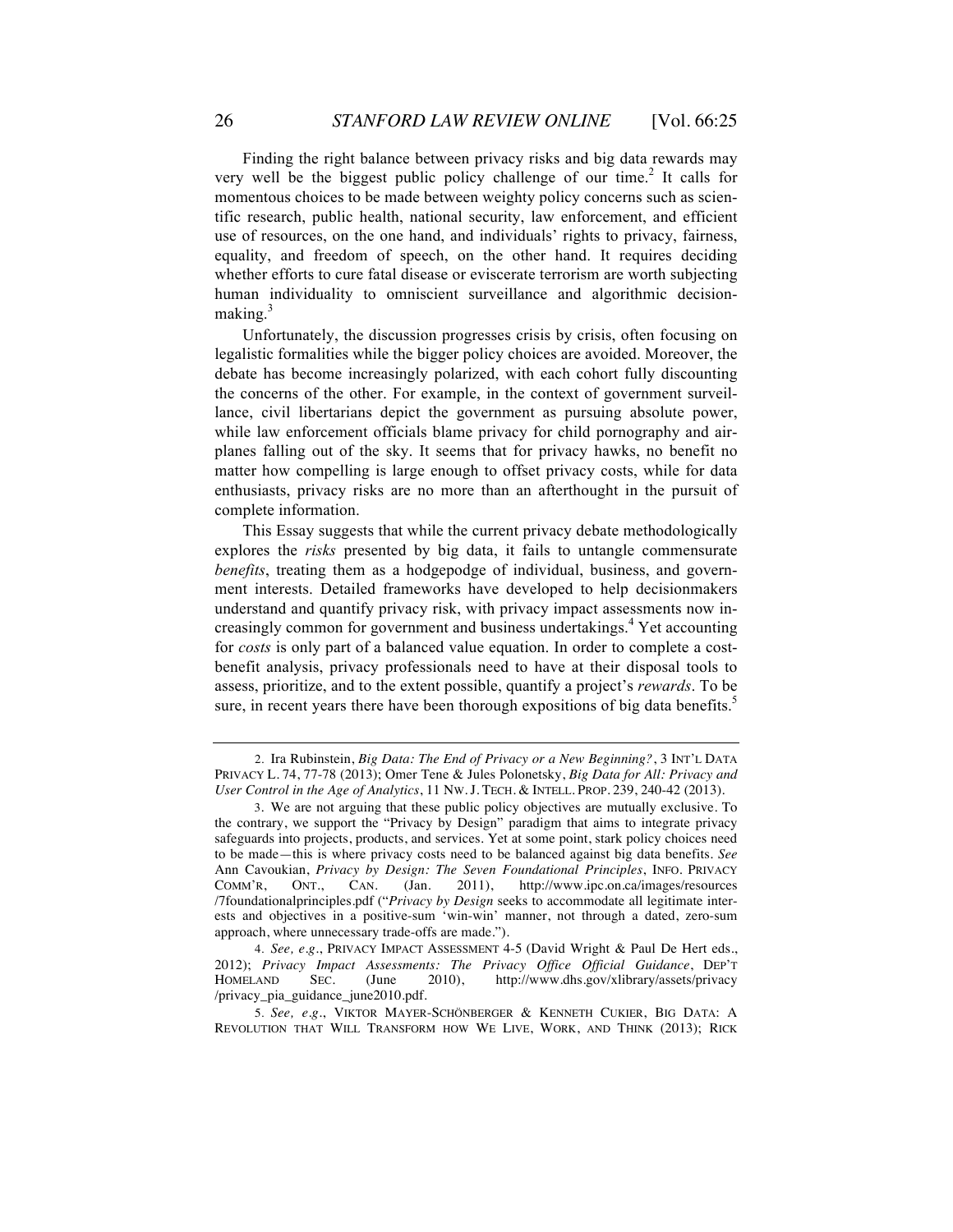Finding the right balance between privacy risks and big data rewards may very well be the biggest public policy challenge of our time.[2] It calls for momentous choices to be made between weighty policy concerns such as scientific research, public health, national security, law enforcement, and efficient use of resources, on the one hand, and individuals' rights to privacy, fairness, equality, and freedom of speech, on the other hand. It requires deciding whether efforts to cure fatal disease or eviscerate terrorism are worth subjecting human individuality to omniscient surveillance and algorithmic decision-making.[3]

Unfortunately, the discussion progresses crisis by crisis, often focusing on legalistic formalities while the bigger policy choices are avoided. Moreover, the debate has become increasingly polarized, with each cohort fully discounting the concerns of the other. For example, in the context of government surveillance, civil libertarians depict the government as pursuing absolute power, while law enforcement officials blame privacy for child pornography and airplanes falling out of the sky. It seems that for privacy hawks, no benefit no matter how compelling is large enough to offset privacy costs, while for data enthusiasts, privacy risks are no more than an afterthought in the pursuit of complete information.

This Essay suggests that while the current privacy debate methodologically explores the *risks* presented by big data, it fails to untangle commensurate *benefits*, treating them as a hodgepodge of individual, business, and government interests. Detailed frameworks have developed to help decisionmakers understand and quantify privacy risk, with privacy impact assessments now increasingly common for government and business undertakings.[4] Yet accounting for *costs* is only part of a balanced value equation. In order to complete a cost-benefit analysis, privacy professionals need to have at their disposal tools to assess, prioritize, and to the extent possible, quantify a project's *rewards*. To be sure, in recent years there have been thorough expositions of big data benefits.[5]

---

2. Ira Rubinstein, *Big Data: The End of Privacy or a New Beginning?*, 3 INT'L DATA PRIVACY L. 74, 77-78 (2013); Omer Tene & Jules Polonetsky, *Big Data for All: Privacy and User Control in the Age of Analytics*, 11 NW. J. TECH. & INTELL. PROP. 239, 240-42 (2013).

3. We are not arguing that these public policy objectives are mutually exclusive. To the contrary, we support the "Privacy by Design" paradigm that aims to integrate privacy safeguards into projects, products, and services. Yet at some point, stark policy choices need to be made—this is where privacy costs need to be balanced against big data benefits. *See* Ann Cavoukian, *Privacy by Design: The Seven Foundational Principles*, INFO. PRIVACY COMM'R, ONT., CAN. (Jan. 2011), http://www.ipc.on.ca/images/resources/7foundationalprinciples.pdf ("*Privacy by Design* seeks to accommodate all legitimate interests and objectives in a positive-sum 'win-win' manner, not through a dated, zero-sum approach, where unnecessary trade-offs are made.").

4. *See, e.g.*, PRIVACY IMPACT ASSESSMENT 4-5 (David Wright & Paul De Hert eds., 2012); *Privacy Impact Assessments: The Privacy Office Official Guidance*, DEP'T HOMELAND SEC. (June 2010), http://www.dhs.gov/xlibrary/assets/privacy/privacy_pia_guidance_june2010.pdf.

5. *See, e.g.*, VIKTOR MAYER-SCHÖNBERGER & KENNETH CUKIER, BIG DATA: A REVOLUTION THAT WILL TRANSFORM HOW WE LIVE, WORK, AND THINK (2013); RICK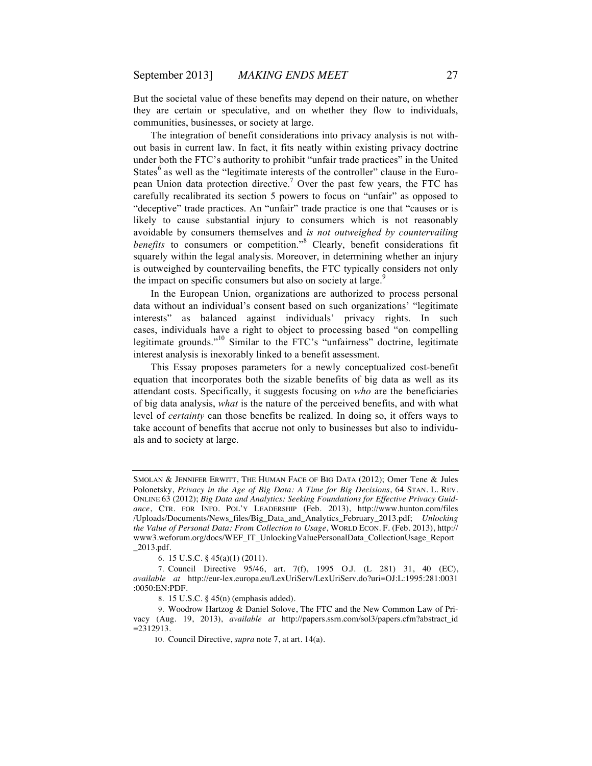But the societal value of these benefits may depend on their nature, on whether they are certain or speculative, and on whether they flow to individuals, communities, businesses, or society at large.

The integration of benefit considerations into privacy analysis is not without basis in current law. In fact, it fits neatly within existing privacy doctrine under both the FTC's authority to prohibit "unfair trade practices" in the United States[6] as well as the "legitimate interests of the controller" clause in the European Union data protection directive.[7] Over the past few years, the FTC has carefully recalibrated its section 5 powers to focus on "unfair" as opposed to "deceptive" trade practices. An "unfair" trade practice is one that "causes or is likely to cause substantial injury to consumers which is not reasonably avoidable by consumers themselves and *is not outweighed by countervailing benefits* to consumers or competition."[8] Clearly, benefit considerations fit squarely within the legal analysis. Moreover, in determining whether an injury is outweighed by countervailing benefits, the FTC typically considers not only the impact on specific consumers but also on society at large.[9]

In the European Union, organizations are authorized to process personal data without an individual's consent based on such organizations' "legitimate interests" as balanced against individuals' privacy rights. In such cases, individuals have a right to object to processing based "on compelling legitimate grounds."[10] Similar to the FTC's "unfairness" doctrine, legitimate interest analysis is inexorably linked to a benefit assessment.

This Essay proposes parameters for a newly conceptualized cost-benefit equation that incorporates both the sizable benefits of big data as well as its attendant costs. Specifically, it suggests focusing on *who* are the beneficiaries of big data analysis, *what* is the nature of the perceived benefits, and with what level of *certainty* can those benefits be realized. In doing so, it offers ways to take account of benefits that accrue not only to businesses but also to individuals and to society at large.

---

SMOLAN & JENNIFER ERWITT, THE HUMAN FACE OF BIG DATA (2012); Omer Tene & Jules Polonetsky, *Privacy in the Age of Big Data: A Time for Big Decisions*, 64 STAN. L. REV. ONLINE 63 (2012); *Big Data and Analytics: Seeking Foundations for Effective Privacy Guidance*, CTR. FOR INFO. POL'Y LEADERSHIP (Feb. 2013), http://www.hunton.com/files/Uploads/Documents/News_files/Big_Data_and_Analytics_February_2013.pdf; *Unlocking the Value of Personal Data: From Collection to Usage*, WORLD ECON. F. (Feb. 2013), http://www3.weforum.org/docs/WEF_IT_UnlockingValuePersonalData_CollectionUsage_Report_2013.pdf.

6. 15 U.S.C. § 45(a)(1) (2011).

7. Council Directive 95/46, art. 7(f), 1995 O.J. (L 281) 31, 40 (EC), *available at* http://eur-lex.europa.eu/LexUriServ/LexUriServ.do?uri=OJ:L:1995:281:0031:0050:EN:PDF.

8. 15 U.S.C. § 45(n) (emphasis added).

9. Woodrow Hartzog & Daniel Solove, The FTC and the New Common Law of Privacy (Aug. 19, 2013), *available at* http://papers.ssrn.com/sol3/papers.cfm?abstract_id=2312913.

10. Council Directive, *supra* note 7, at art. 14(a).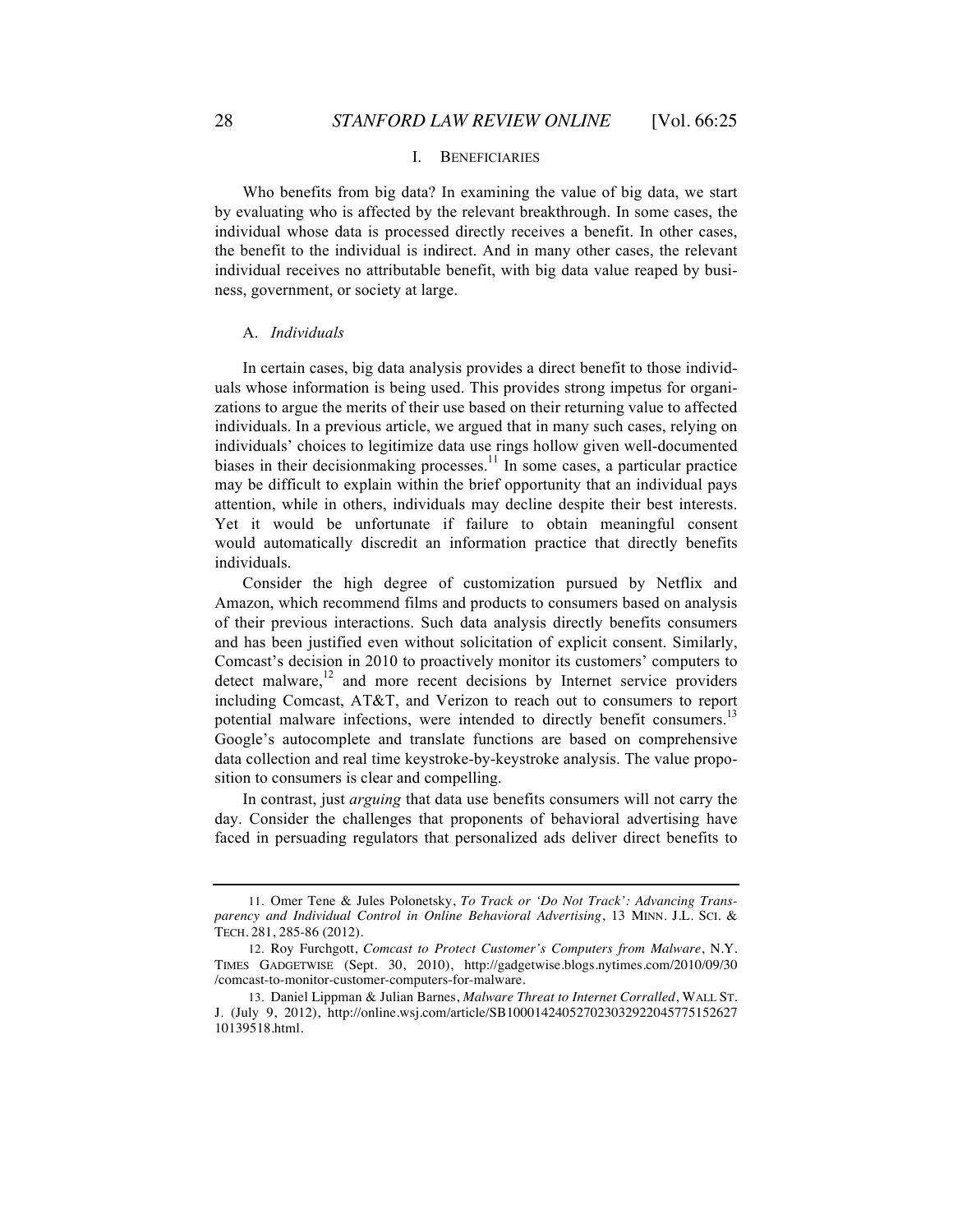## I. Beneficiaries

Who benefits from big data? In examining the value of big data, we start by evaluating who is affected by the relevant breakthrough. In some cases, the individual whose data is processed directly receives a benefit. In other cases, the benefit to the individual is indirect. And in many other cases, the relevant individual receives no attributable benefit, with big data value reaped by business, government, or society at large.

### A. *Individuals*

In certain cases, big data analysis provides a direct benefit to those individuals whose information is being used. This provides strong impetus for organizations to argue the merits of their use based on their returning value to affected individuals. In a previous article, we argued that in many such cases, relying on individuals' choices to legitimize data use rings hollow given well-documented biases in their decisionmaking processes.[11] In some cases, a particular practice may be difficult to explain within the brief opportunity that an individual pays attention, while in others, individuals may decline despite their best interests. Yet it would be unfortunate if failure to obtain meaningful consent would automatically discredit an information practice that directly benefits individuals.

Consider the high degree of customization pursued by Netflix and Amazon, which recommend films and products to consumers based on analysis of their previous interactions. Such data analysis directly benefits consumers and has been justified even without solicitation of explicit consent. Similarly, Comcast's decision in 2010 to proactively monitor its customers' computers to detect malware,[12] and more recent decisions by Internet service providers including Comcast, AT&T, and Verizon to reach out to consumers to report potential malware infections, were intended to directly benefit consumers.[13] Google's autocomplete and translate functions are based on comprehensive data collection and real time keystroke-by-keystroke analysis. The value proposition to consumers is clear and compelling.

In contrast, just *arguing* that data use benefits consumers will not carry the day. Consider the challenges that proponents of behavioral advertising have faced in persuading regulators that personalized ads deliver direct benefits to

---

11. Omer Tene & Jules Polonetsky, *To Track or 'Do Not Track': Advancing Transparency and Individual Control in Online Behavioral Advertising*, 13 Minn. J.L. Sci. & Tech. 281, 285-86 (2012).

12. Roy Furchgott, *Comcast to Protect Customer's Computers from Malware*, N.Y. Times Gadgetwise (Sept. 30, 2010), http://gadgetwise.blogs.nytimes.com/2010/09/30/comcast-to-monitor-customer-computers-for-malware.

13. Daniel Lippman & Julian Barnes, *Malware Threat to Internet Corralled*, Wall St. J. (July 9, 2012), http://online.wsj.com/article/SB10001424052702303292204577515262710139518.html.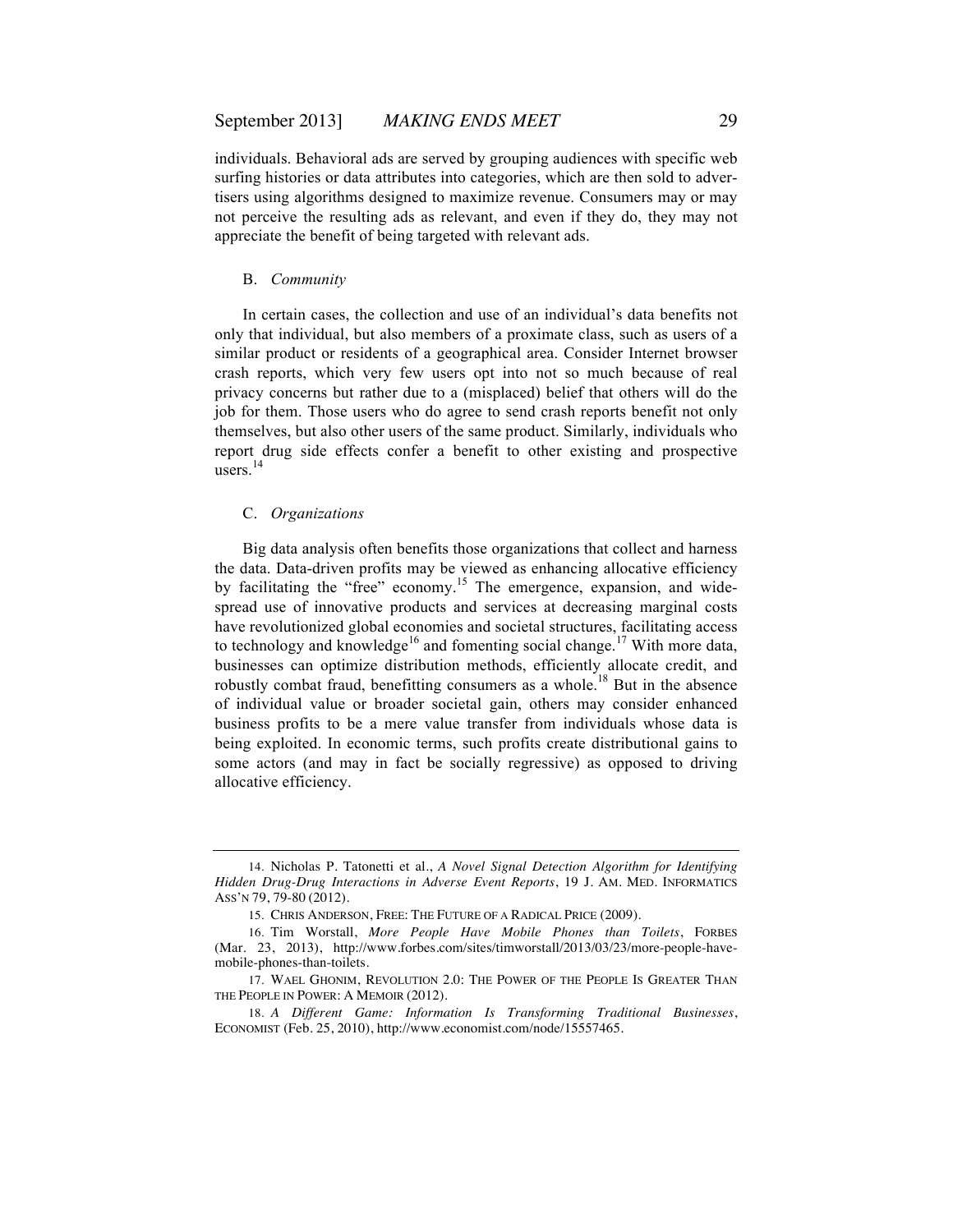individuals. Behavioral ads are served by grouping audiences with specific web surfing histories or data attributes into categories, which are then sold to advertisers using algorithms designed to maximize revenue. Consumers may or may not perceive the resulting ads as relevant, and even if they do, they may not appreciate the benefit of being targeted with relevant ads.

### B. *Community*

In certain cases, the collection and use of an individual's data benefits not only that individual, but also members of a proximate class, such as users of a similar product or residents of a geographical area. Consider Internet browser crash reports, which very few users opt into not so much because of real privacy concerns but rather due to a (misplaced) belief that others will do the job for them. Those users who do agree to send crash reports benefit not only themselves, but also other users of the same product. Similarly, individuals who report drug side effects confer a benefit to other existing and prospective users.[14]

### C. *Organizations*

Big data analysis often benefits those organizations that collect and harness the data. Data-driven profits may be viewed as enhancing allocative efficiency by facilitating the "free" economy.[15] The emergence, expansion, and widespread use of innovative products and services at decreasing marginal costs have revolutionized global economies and societal structures, facilitating access to technology and knowledge[16] and fomenting social change.[17] With more data, businesses can optimize distribution methods, efficiently allocate credit, and robustly combat fraud, benefitting consumers as a whole.[18] But in the absence of individual value or broader societal gain, others may consider enhanced business profits to be a mere value transfer from individuals whose data is being exploited. In economic terms, such profits create distributional gains to some actors (and may in fact be socially regressive) as opposed to driving allocative efficiency.

---

14. Nicholas P. Tatonetti et al., *A Novel Signal Detection Algorithm for Identifying Hidden Drug-Drug Interactions in Adverse Event Reports*, 19 J. AM. MED. INFORMATICS ASS'N 79, 79-80 (2012).

15. CHRIS ANDERSON, FREE: THE FUTURE OF A RADICAL PRICE (2009).

16. Tim Worstall, *More People Have Mobile Phones than Toilets*, FORBES (Mar. 23, 2013), http://www.forbes.com/sites/timworstall/2013/03/23/more-people-have-mobile-phones-than-toilets.

17. WAEL GHONIM, REVOLUTION 2.0: THE POWER OF THE PEOPLE IS GREATER THAN THE PEOPLE IN POWER: A MEMOIR (2012).

18. *A Different Game: Information Is Transforming Traditional Businesses*, ECONOMIST (Feb. 25, 2010), http://www.economist.com/node/15557465.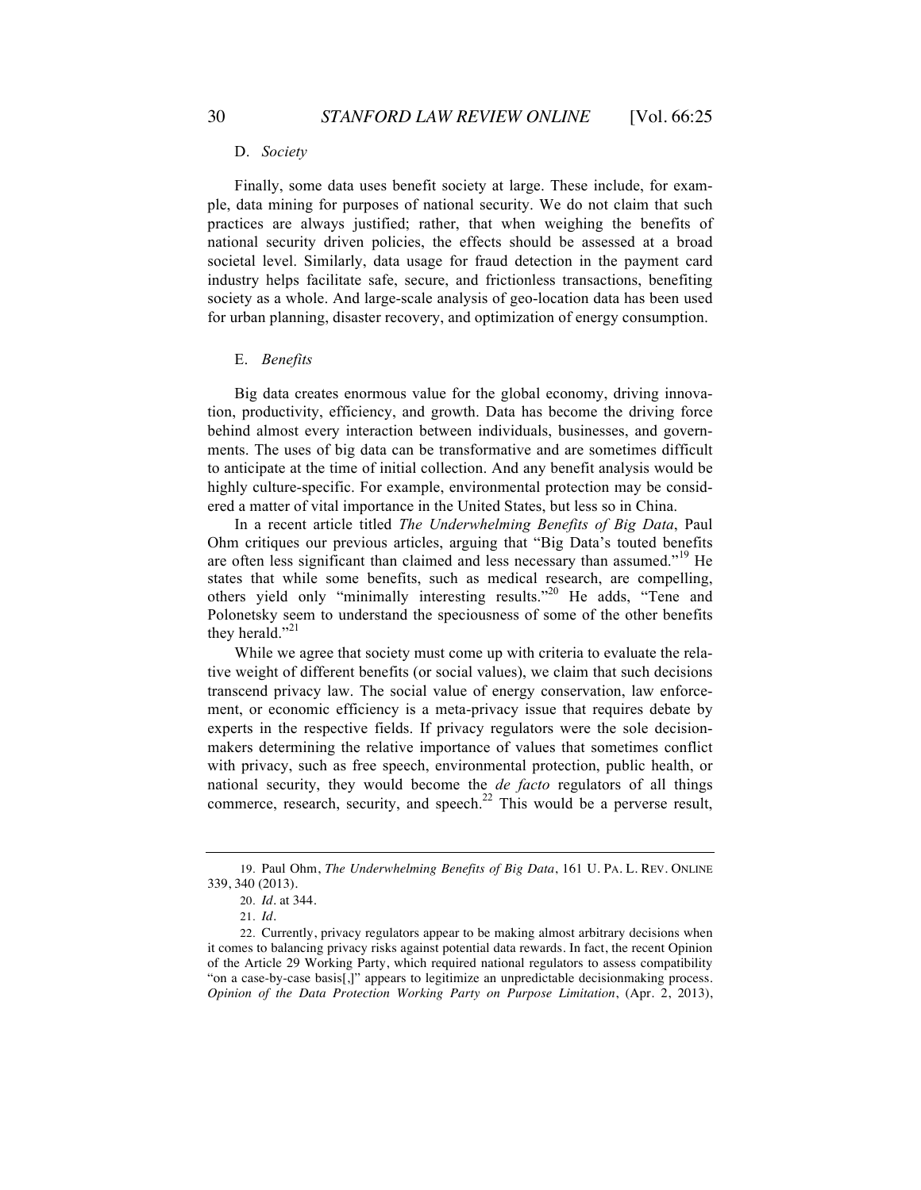### D. *Society*

Finally, some data uses benefit society at large. These include, for example, data mining for purposes of national security. We do not claim that such practices are always justified; rather, that when weighing the benefits of national security driven policies, the effects should be assessed at a broad societal level. Similarly, data usage for fraud detection in the payment card industry helps facilitate safe, secure, and frictionless transactions, benefiting society as a whole. And large-scale analysis of geo-location data has been used for urban planning, disaster recovery, and optimization of energy consumption.

### E. *Benefits*

Big data creates enormous value for the global economy, driving innovation, productivity, efficiency, and growth. Data has become the driving force behind almost every interaction between individuals, businesses, and governments. The uses of big data can be transformative and are sometimes difficult to anticipate at the time of initial collection. And any benefit analysis would be highly culture-specific. For example, environmental protection may be considered a matter of vital importance in the United States, but less so in China.

In a recent article titled *The Underwhelming Benefits of Big Data*, Paul Ohm critiques our previous articles, arguing that "Big Data's touted benefits are often less significant than claimed and less necessary than assumed."[19] He states that while some benefits, such as medical research, are compelling, others yield only "minimally interesting results."[20] He adds, "Tene and Polonetsky seem to understand the speciousness of some of the other benefits they herald."[21]

While we agree that society must come up with criteria to evaluate the relative weight of different benefits (or social values), we claim that such decisions transcend privacy law. The social value of energy conservation, law enforcement, or economic efficiency is a meta-privacy issue that requires debate by experts in the respective fields. If privacy regulators were the sole decision-makers determining the relative importance of values that sometimes conflict with privacy, such as free speech, environmental protection, public health, or national security, they would become the *de facto* regulators of all things commerce, research, security, and speech.[22] This would be a perverse result,

---

19. Paul Ohm, *The Underwhelming Benefits of Big Data*, 161 U. PA. L. REV. ONLINE 339, 340 (2013).

20. *Id.* at 344.

21. *Id.*

22. Currently, privacy regulators appear to be making almost arbitrary decisions when it comes to balancing privacy risks against potential data rewards. In fact, the recent Opinion of the Article 29 Working Party, which required national regulators to assess compatibility "on a case-by-case basis[,]" appears to legitimize an unpredictable decisionmaking process. *Opinion of the Data Protection Working Party on Purpose Limitation*, (Apr. 2, 2013),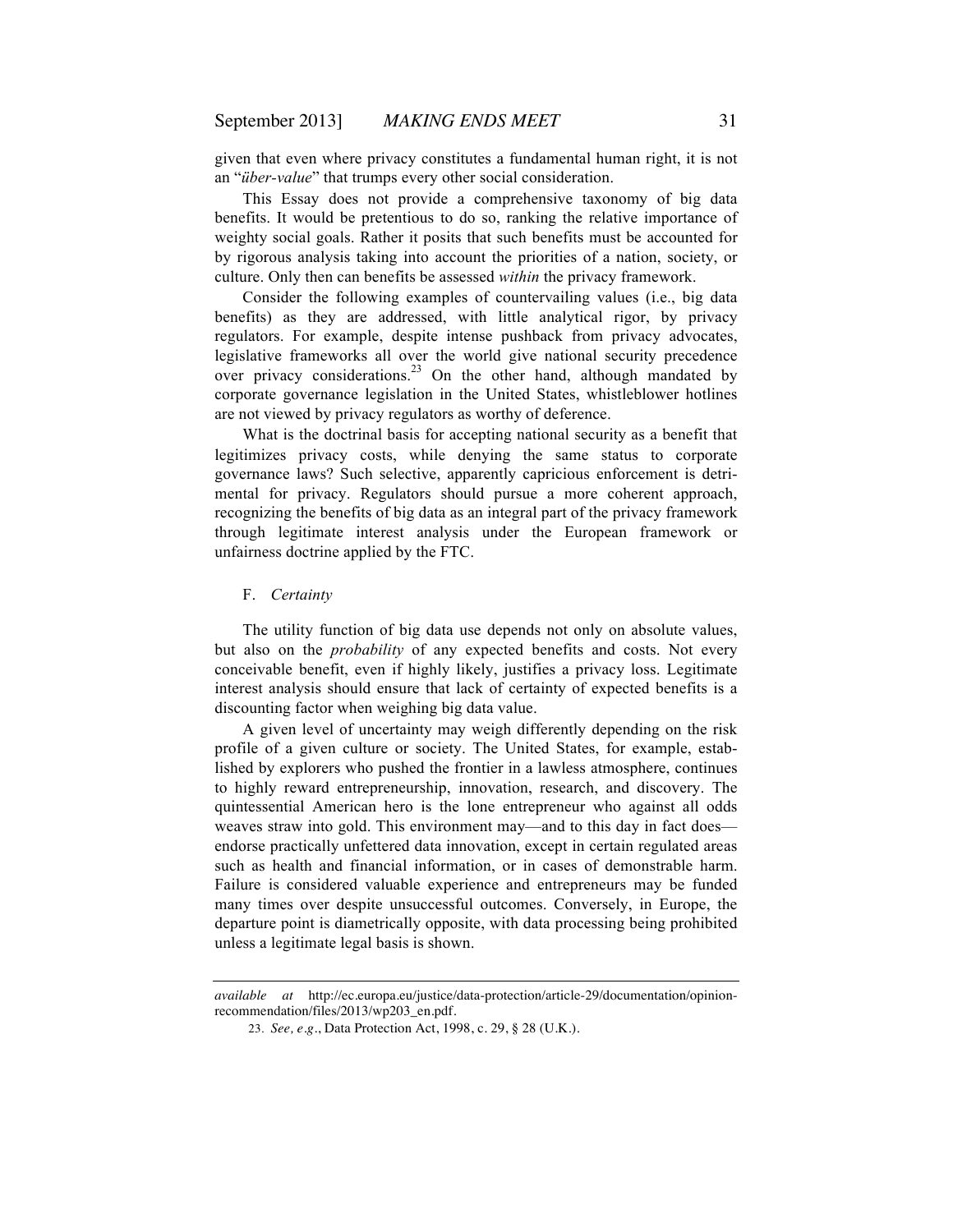given that even where privacy constitutes a fundamental human right, it is not an "*über-value*" that trumps every other social consideration.

This Essay does not provide a comprehensive taxonomy of big data benefits. It would be pretentious to do so, ranking the relative importance of weighty social goals. Rather it posits that such benefits must be accounted for by rigorous analysis taking into account the priorities of a nation, society, or culture. Only then can benefits be assessed *within* the privacy framework.

Consider the following examples of countervailing values (i.e., big data benefits) as they are addressed, with little analytical rigor, by privacy regulators. For example, despite intense pushback from privacy advocates, legislative frameworks all over the world give national security precedence over privacy considerations.[23] On the other hand, although mandated by corporate governance legislation in the United States, whistleblower hotlines are not viewed by privacy regulators as worthy of deference.

What is the doctrinal basis for accepting national security as a benefit that legitimizes privacy costs, while denying the same status to corporate governance laws? Such selective, apparently capricious enforcement is detrimental for privacy. Regulators should pursue a more coherent approach, recognizing the benefits of big data as an integral part of the privacy framework through legitimate interest analysis under the European framework or unfairness doctrine applied by the FTC.

### F. *Certainty*

The utility function of big data use depends not only on absolute values, but also on the *probability* of any expected benefits and costs. Not every conceivable benefit, even if highly likely, justifies a privacy loss. Legitimate interest analysis should ensure that lack of certainty of expected benefits is a discounting factor when weighing big data value.

A given level of uncertainty may weigh differently depending on the risk profile of a given culture or society. The United States, for example, established by explorers who pushed the frontier in a lawless atmosphere, continues to highly reward entrepreneurship, innovation, research, and discovery. The quintessential American hero is the lone entrepreneur who against all odds weaves straw into gold. This environment may—and to this day in fact does—endorse practically unfettered data innovation, except in certain regulated areas such as health and financial information, or in cases of demonstrable harm. Failure is considered valuable experience and entrepreneurs may be funded many times over despite unsuccessful outcomes. Conversely, in Europe, the departure point is diametrically opposite, with data processing being prohibited unless a legitimate legal basis is shown.

---

*available at* http://ec.europa.eu/justice/data-protection/article-29/documentation/opinion-recommendation/files/2013/wp203_en.pdf.

23. *See, e.g.*, Data Protection Act, 1998, c. 29, § 28 (U.K.).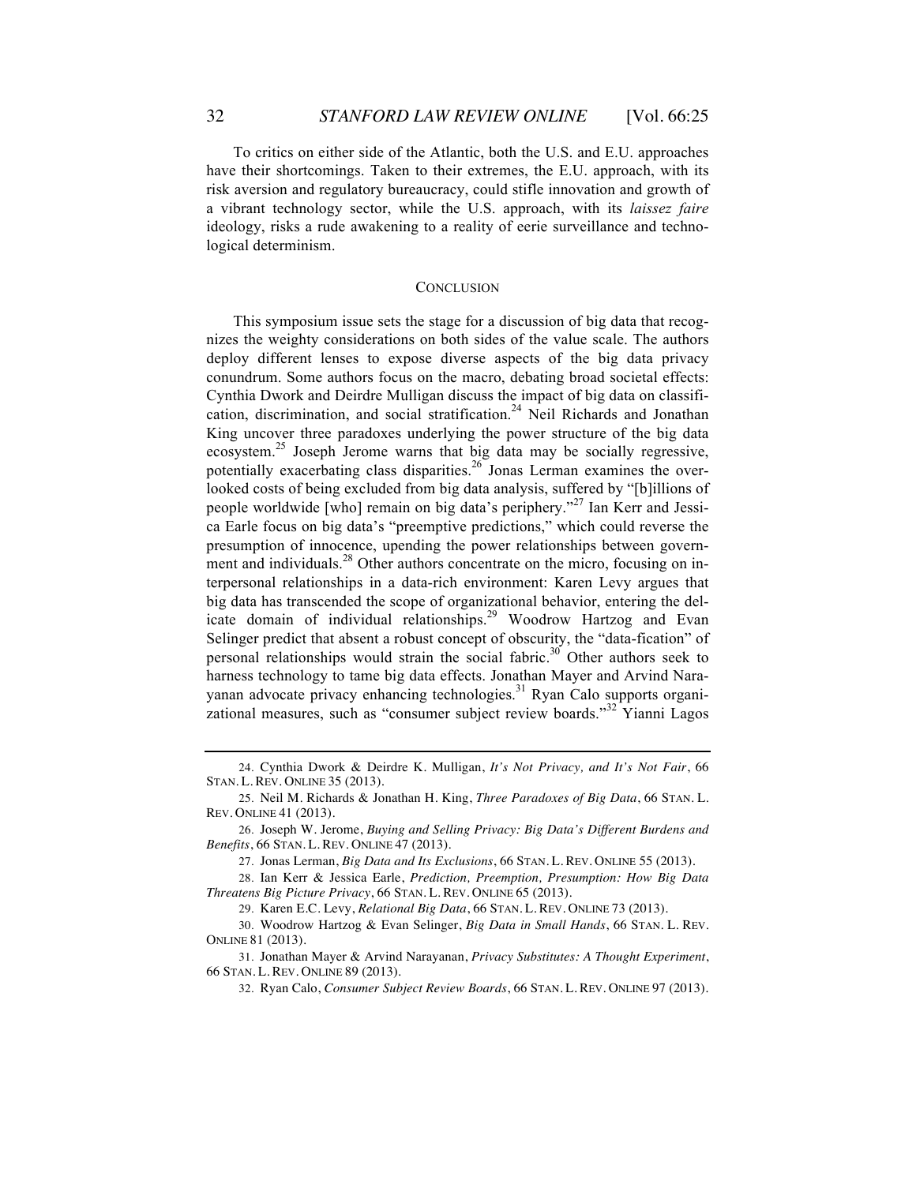To critics on either side of the Atlantic, both the U.S. and E.U. approaches have their shortcomings. Taken to their extremes, the E.U. approach, with its risk aversion and regulatory bureaucracy, could stifle innovation and growth of a vibrant technology sector, while the U.S. approach, with its *laissez faire* ideology, risks a rude awakening to a reality of eerie surveillance and technological determinism.

## CONCLUSION

This symposium issue sets the stage for a discussion of big data that recognizes the weighty considerations on both sides of the value scale. The authors deploy different lenses to expose diverse aspects of the big data privacy conundrum. Some authors focus on the macro, debating broad societal effects: Cynthia Dwork and Deirdre Mulligan discuss the impact of big data on classification, discrimination, and social stratification.[24] Neil Richards and Jonathan King uncover three paradoxes underlying the power structure of the big data ecosystem.[25] Joseph Jerome warns that big data may be socially regressive, potentially exacerbating class disparities.[26] Jonas Lerman examines the overlooked costs of being excluded from big data analysis, suffered by "[b]illions of people worldwide [who] remain on big data's periphery."[27] Ian Kerr and Jessica Earle focus on big data's "preemptive predictions," which could reverse the presumption of innocence, upending the power relationships between government and individuals.[28] Other authors concentrate on the micro, focusing on interpersonal relationships in a data-rich environment: Karen Levy argues that big data has transcended the scope of organizational behavior, entering the delicate domain of individual relationships.[29] Woodrow Hartzog and Evan Selinger predict that absent a robust concept of obscurity, the "data-fication" of personal relationships would strain the social fabric.[30] Other authors seek to harness technology to tame big data effects. Jonathan Mayer and Arvind Narayanan advocate privacy enhancing technologies.[31] Ryan Calo supports organizational measures, such as "consumer subject review boards."[32] Yianni Lagos

---

24. Cynthia Dwork & Deirdre K. Mulligan, *It's Not Privacy, and It's Not Fair*, 66 STAN. L. REV. ONLINE 35 (2013).

25. Neil M. Richards & Jonathan H. King, *Three Paradoxes of Big Data*, 66 STAN. L. REV. ONLINE 41 (2013).

26. Joseph W. Jerome, *Buying and Selling Privacy: Big Data's Different Burdens and Benefits*, 66 STAN. L. REV. ONLINE 47 (2013).

27. Jonas Lerman, *Big Data and Its Exclusions*, 66 STAN. L. REV. ONLINE 55 (2013).

28. Ian Kerr & Jessica Earle, *Prediction, Preemption, Presumption: How Big Data Threatens Big Picture Privacy*, 66 STAN. L. REV. ONLINE 65 (2013).

29. Karen E.C. Levy, *Relational Big Data*, 66 STAN. L. REV. ONLINE 73 (2013).

30. Woodrow Hartzog & Evan Selinger, *Big Data in Small Hands*, 66 STAN. L. REV. ONLINE 81 (2013).

31. Jonathan Mayer & Arvind Narayanan, *Privacy Substitutes: A Thought Experiment*, 66 STAN. L. REV. ONLINE 89 (2013).

32. Ryan Calo, *Consumer Subject Review Boards*, 66 STAN. L. REV. ONLINE 97 (2013).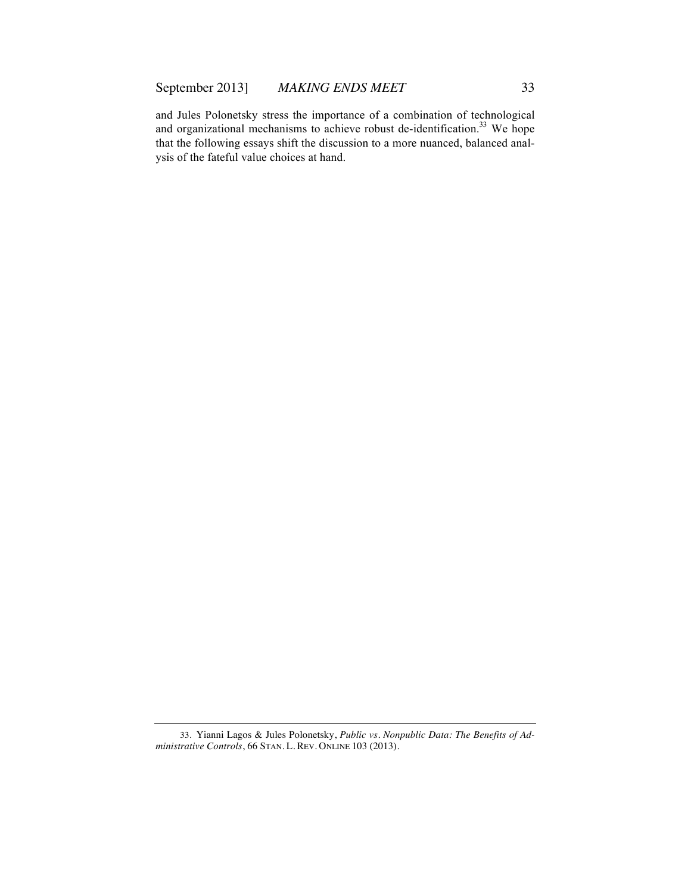and Jules Polonetsky stress the importance of a combination of technological and organizational mechanisms to achieve robust de-identification.[33] We hope that the following essays shift the discussion to a more nuanced, balanced analysis of the fateful value choices at hand.

---

33. Yianni Lagos & Jules Polonetsky, *Public vs. Nonpublic Data: The Benefits of Administrative Controls*, 66 STAN. L. REV. ONLINE 103 (2013).